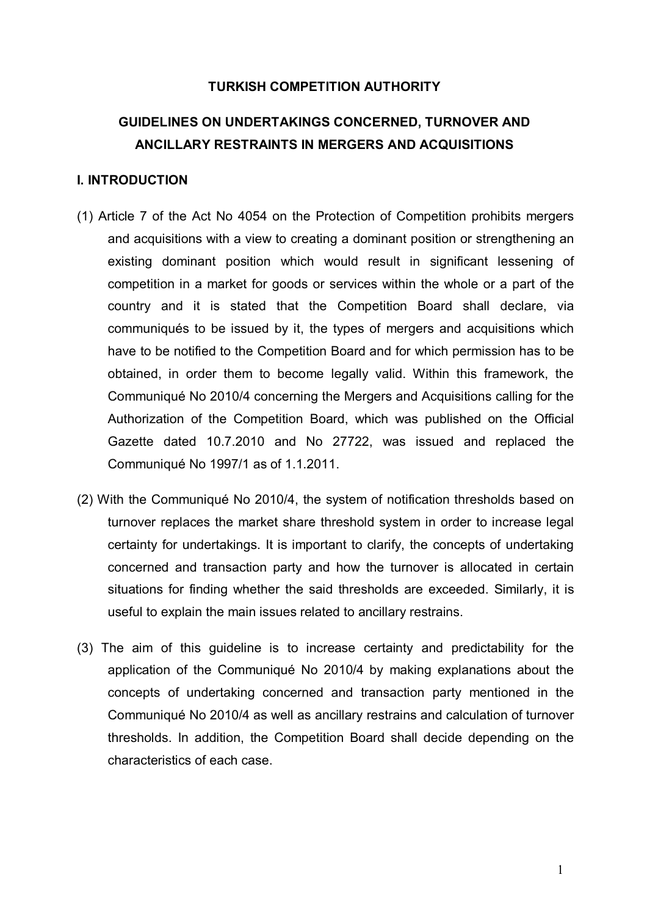# TURKISH COMPETITION AUTHORITY

# GUIDELINES ON UNDERTAKINGS CONCERNED, TURNOVER AND ANCILLARY RESTRAINTS IN MERGERS AND ACQUISITIONS

## I. INTRODUCTION

(1) Article 7 of the Act No 4054 on the Protection of Competition prohibits mergers and acquisitions with a view to creating a dominant position or strengthening an existing dominant position which would result in significant lessening of competition in a market for goods or services within the whole or a part of the country and it is stated that the Competition Board shall declare, via communiqués to be issued by it, the types of mergers and acquisitions which have to be notified to the Competition Board and for which permission has to be obtained, in order them to become legally valid. Within this framework, the Communiqué No 2010/4 concerning the Mergers and Acquisitions calling for the Authorization of the Competition Board, which was published on the Official Gazette dated 10.7.2010 and No 27722, was issued and replaced the Communiqué No 1997/1 as of 1.1.2011.

(2) With the Communiqué No 2010/4, the system of notification thresholds based on turnover replaces the market share threshold system in order to increase legal certainty for undertakings. It is important to clarify, the concepts of undertaking concerned and transaction party and how the turnover is allocated in certain situations for finding whether the said thresholds are exceeded. Similarly, it is useful to explain the main issues related to ancillary restrains.

(3) The aim of this guideline is to increase certainty and predictability for the application of the Communiqué No 2010/4 by making explanations about the concepts of undertaking concerned and transaction party mentioned in the Communiqué No 2010/4 as well as ancillary restrains and calculation of turnover thresholds. In addition, the Competition Board shall decide depending on the characteristics of each case.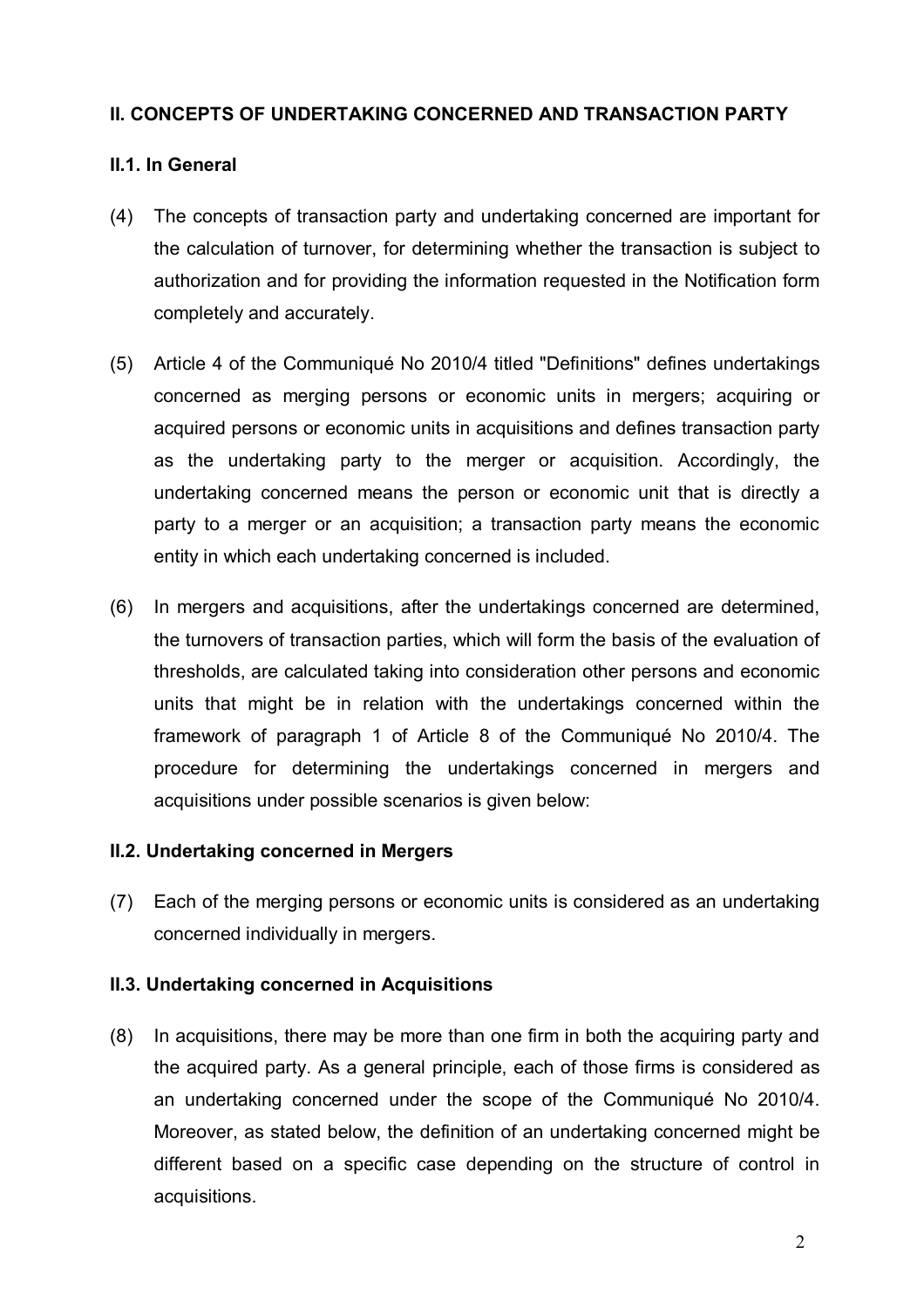## II. CONCEPTS OF UNDERTAKING CONCERNED AND TRANSACTION PARTY

### II.1. In General

(4) The concepts of transaction party and undertaking concerned are important for the calculation of turnover, for determining whether the transaction is subject to authorization and for providing the information requested in the Notification form completely and accurately.

(5) Article 4 of the Communiqué No 2010/4 titled "Definitions" defines undertakings concerned as merging persons or economic units in mergers; acquiring or acquired persons or economic units in acquisitions and defines transaction party as the undertaking party to the merger or acquisition. Accordingly, the undertaking concerned means the person or economic unit that is directly a party to a merger or an acquisition; a transaction party means the economic entity in which each undertaking concerned is included.

(6) In mergers and acquisitions, after the undertakings concerned are determined, the turnovers of transaction parties, which will form the basis of the evaluation of thresholds, are calculated taking into consideration other persons and economic units that might be in relation with the undertakings concerned within the framework of paragraph 1 of Article 8 of the Communiqué No 2010/4. The procedure for determining the undertakings concerned in mergers and acquisitions under possible scenarios is given below:

### II.2. Undertaking concerned in Mergers

(7) Each of the merging persons or economic units is considered as an undertaking concerned individually in mergers.

### II.3. Undertaking concerned in Acquisitions

(8) In acquisitions, there may be more than one firm in both the acquiring party and the acquired party. As a general principle, each of those firms is considered as an undertaking concerned under the scope of the Communiqué No 2010/4. Moreover, as stated below, the definition of an undertaking concerned might be different based on a specific case depending on the structure of control in acquisitions.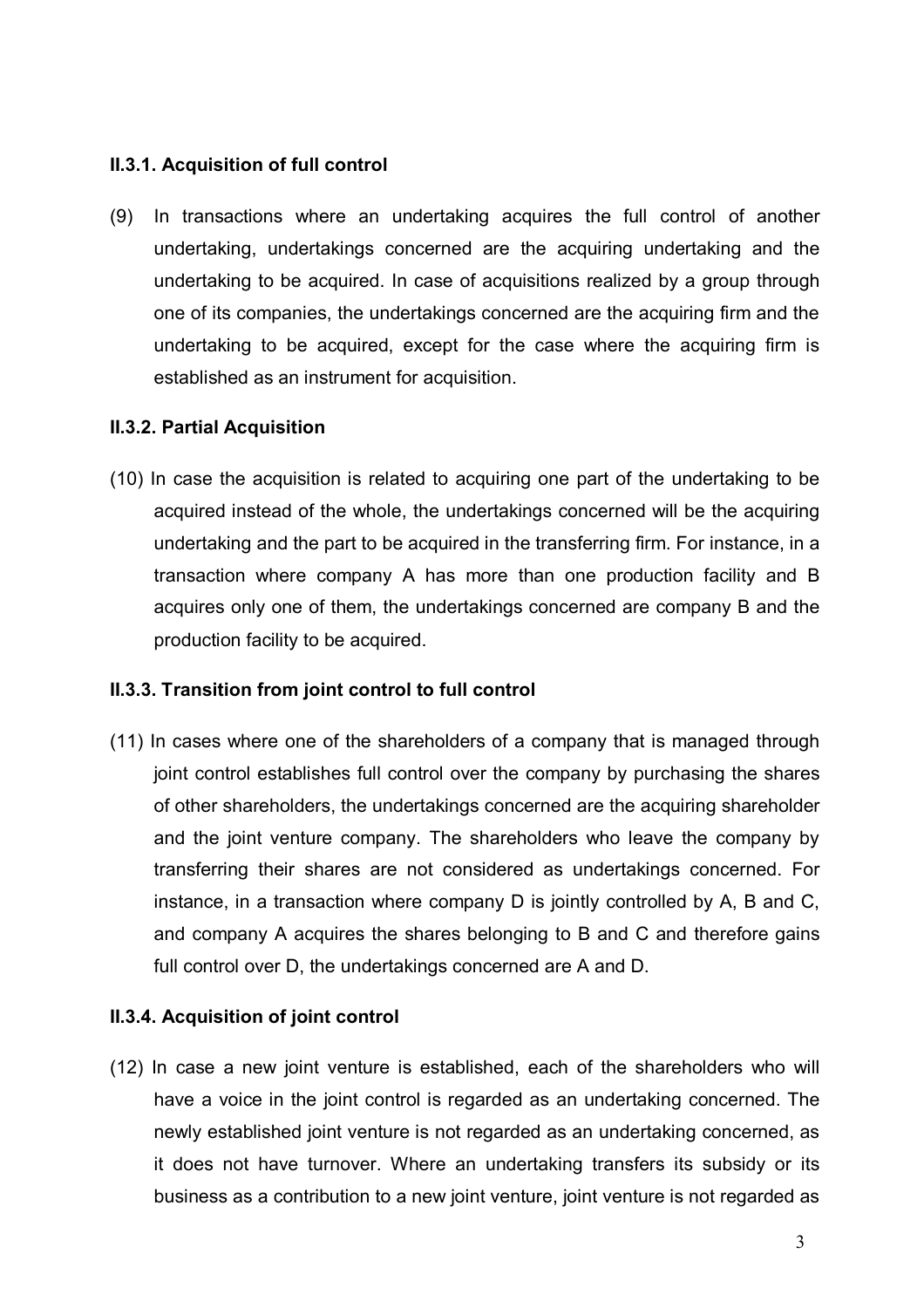### II.3.1. Acquisition of full control

(9) In transactions where an undertaking acquires the full control of another undertaking, undertakings concerned are the acquiring undertaking and the undertaking to be acquired. In case of acquisitions realized by a group through one of its companies, the undertakings concerned are the acquiring firm and the undertaking to be acquired, except for the case where the acquiring firm is established as an instrument for acquisition.

### II.3.2. Partial Acquisition

(10) In case the acquisition is related to acquiring one part of the undertaking to be acquired instead of the whole, the undertakings concerned will be the acquiring undertaking and the part to be acquired in the transferring firm. For instance, in a transaction where company A has more than one production facility and B acquires only one of them, the undertakings concerned are company B and the production facility to be acquired.

### II.3.3. Transition from joint control to full control

(11) In cases where one of the shareholders of a company that is managed through joint control establishes full control over the company by purchasing the shares of other shareholders, the undertakings concerned are the acquiring shareholder and the joint venture company. The shareholders who leave the company by transferring their shares are not considered as undertakings concerned. For instance, in a transaction where company D is jointly controlled by A, B and C, and company A acquires the shares belonging to B and C and therefore gains full control over D, the undertakings concerned are A and D.

### II.3.4. Acquisition of joint control

(12) In case a new joint venture is established, each of the shareholders who will have a voice in the joint control is regarded as an undertaking concerned. The newly established joint venture is not regarded as an undertaking concerned, as it does not have turnover. Where an undertaking transfers its subsidy or its business as a contribution to a new joint venture, joint venture is not regarded as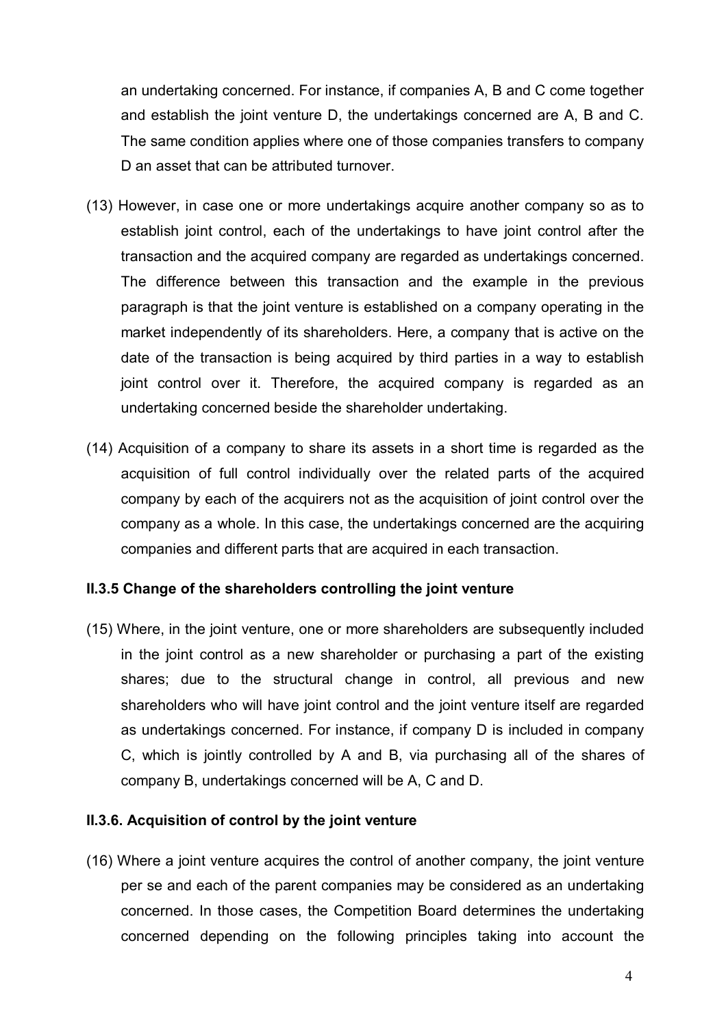an undertaking concerned. For instance, if companies A, B and C come together and establish the joint venture D, the undertakings concerned are A, B and C. The same condition applies where one of those companies transfers to company D an asset that can be attributed turnover.

(13) However, in case one or more undertakings acquire another company so as to establish joint control, each of the undertakings to have joint control after the transaction and the acquired company are regarded as undertakings concerned. The difference between this transaction and the example in the previous paragraph is that the joint venture is established on a company operating in the market independently of its shareholders. Here, a company that is active on the date of the transaction is being acquired by third parties in a way to establish joint control over it. Therefore, the acquired company is regarded as an undertaking concerned beside the shareholder undertaking.

(14) Acquisition of a company to share its assets in a short time is regarded as the acquisition of full control individually over the related parts of the acquired company by each of the acquirers not as the acquisition of joint control over the company as a whole. In this case, the undertakings concerned are the acquiring companies and different parts that are acquired in each transaction.

### II.3.5 Change of the shareholders controlling the joint venture

(15) Where, in the joint venture, one or more shareholders are subsequently included in the joint control as a new shareholder or purchasing a part of the existing shares; due to the structural change in control, all previous and new shareholders who will have joint control and the joint venture itself are regarded as undertakings concerned. For instance, if company D is included in company C, which is jointly controlled by A and B, via purchasing all of the shares of company B, undertakings concerned will be A, C and D.

### II.3.6. Acquisition of control by the joint venture

(16) Where a joint venture acquires the control of another company, the joint venture per se and each of the parent companies may be considered as an undertaking concerned. In those cases, the Competition Board determines the undertaking concerned depending on the following principles taking into account the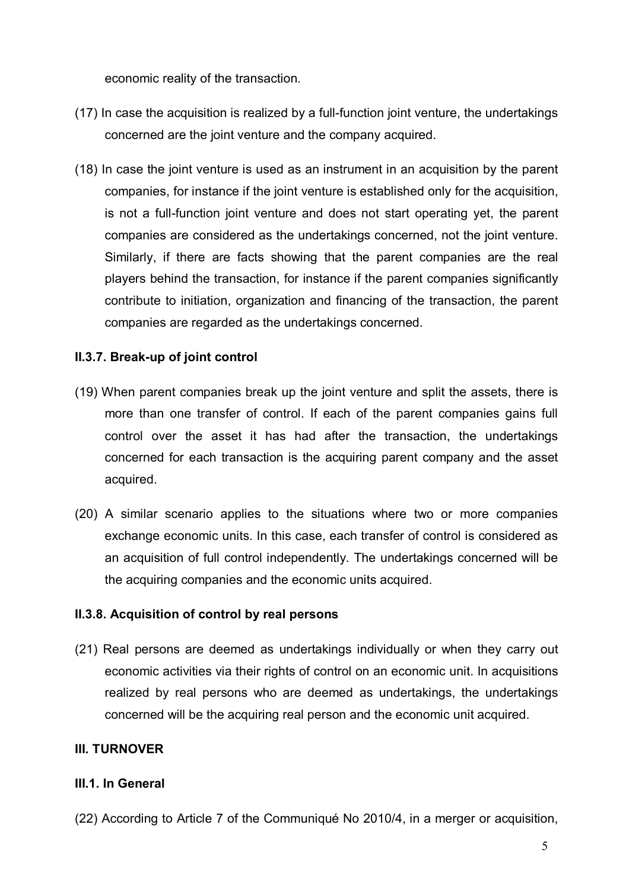economic reality of the transaction.

(17) In case the acquisition is realized by a full-function joint venture, the undertakings concerned are the joint venture and the company acquired.

(18) In case the joint venture is used as an instrument in an acquisition by the parent companies, for instance if the joint venture is established only for the acquisition, is not a full-function joint venture and does not start operating yet, the parent companies are considered as the undertakings concerned, not the joint venture. Similarly, if there are facts showing that the parent companies are the real players behind the transaction, for instance if the parent companies significantly contribute to initiation, organization and financing of the transaction, the parent companies are regarded as the undertakings concerned.

#### II.3.7. Break-up of joint control

(19) When parent companies break up the joint venture and split the assets, there is more than one transfer of control. If each of the parent companies gains full control over the asset it has had after the transaction, the undertakings concerned for each transaction is the acquiring parent company and the asset acquired.

(20) A similar scenario applies to the situations where two or more companies exchange economic units. In this case, each transfer of control is considered as an acquisition of full control independently. The undertakings concerned will be the acquiring companies and the economic units acquired.

#### II.3.8. Acquisition of control by real persons

(21) Real persons are deemed as undertakings individually or when they carry out economic activities via their rights of control on an economic unit. In acquisitions realized by real persons who are deemed as undertakings, the undertakings concerned will be the acquiring real person and the economic unit acquired.

## III. TURNOVER

### III.1. In General

(22) According to Article 7 of the Communiqué No 2010/4, in a merger or acquisition,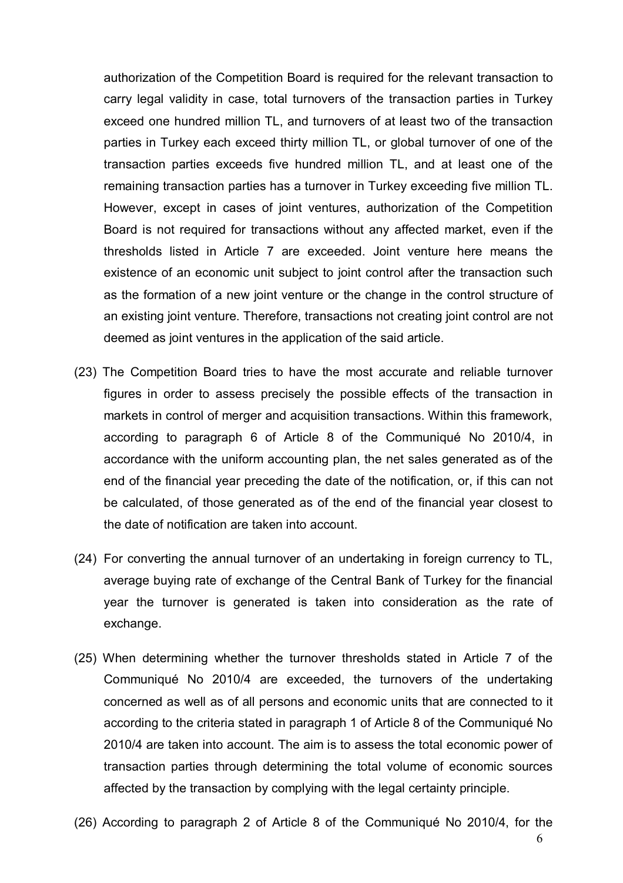authorization of the Competition Board is required for the relevant transaction to carry legal validity in case, total turnovers of the transaction parties in Turkey exceed one hundred million TL, and turnovers of at least two of the transaction parties in Turkey each exceed thirty million TL, or global turnover of one of the transaction parties exceeds five hundred million TL, and at least one of the remaining transaction parties has a turnover in Turkey exceeding five million TL. However, except in cases of joint ventures, authorization of the Competition Board is not required for transactions without any affected market, even if the thresholds listed in Article 7 are exceeded. Joint venture here means the existence of an economic unit subject to joint control after the transaction such as the formation of a new joint venture or the change in the control structure of an existing joint venture. Therefore, transactions not creating joint control are not deemed as joint ventures in the application of the said article.

(23) The Competition Board tries to have the most accurate and reliable turnover figures in order to assess precisely the possible effects of the transaction in markets in control of merger and acquisition transactions. Within this framework, according to paragraph 6 of Article 8 of the Communiqué No 2010/4, in accordance with the uniform accounting plan, the net sales generated as of the end of the financial year preceding the date of the notification, or, if this can not be calculated, of those generated as of the end of the financial year closest to the date of notification are taken into account.

(24) For converting the annual turnover of an undertaking in foreign currency to TL, average buying rate of exchange of the Central Bank of Turkey for the financial year the turnover is generated is taken into consideration as the rate of exchange.

(25) When determining whether the turnover thresholds stated in Article 7 of the Communiqué No 2010/4 are exceeded, the turnovers of the undertaking concerned as well as of all persons and economic units that are connected to it according to the criteria stated in paragraph 1 of Article 8 of the Communiqué No 2010/4 are taken into account. The aim is to assess the total economic power of transaction parties through determining the total volume of economic sources affected by the transaction by complying with the legal certainty principle.

(26) According to paragraph 2 of Article 8 of the Communiqué No 2010/4, for the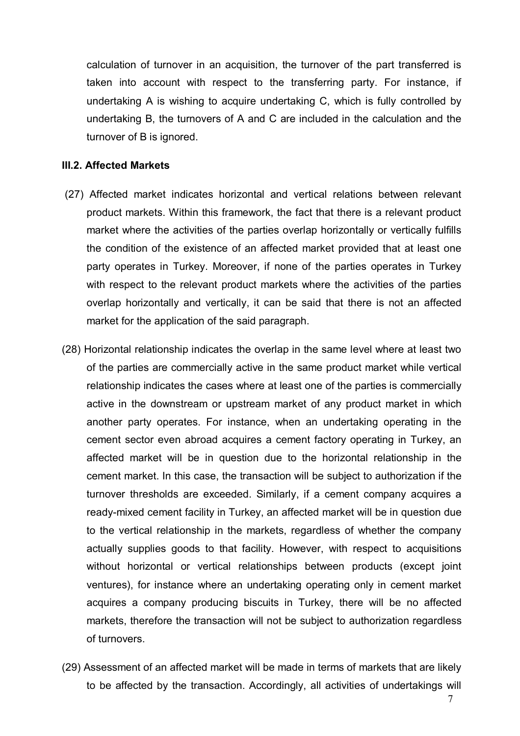calculation of turnover in an acquisition, the turnover of the part transferred is taken into account with respect to the transferring party. For instance, if undertaking A is wishing to acquire undertaking C, which is fully controlled by undertaking B, the turnovers of A and C are included in the calculation and the turnover of B is ignored.

### III.2. Affected Markets

(27) Affected market indicates horizontal and vertical relations between relevant product markets. Within this framework, the fact that there is a relevant product market where the activities of the parties overlap horizontally or vertically fulfills the condition of the existence of an affected market provided that at least one party operates in Turkey. Moreover, if none of the parties operates in Turkey with respect to the relevant product markets where the activities of the parties overlap horizontally and vertically, it can be said that there is not an affected market for the application of the said paragraph.

(28) Horizontal relationship indicates the overlap in the same level where at least two of the parties are commercially active in the same product market while vertical relationship indicates the cases where at least one of the parties is commercially active in the downstream or upstream market of any product market in which another party operates. For instance, when an undertaking operating in the cement sector even abroad acquires a cement factory operating in Turkey, an affected market will be in question due to the horizontal relationship in the cement market. In this case, the transaction will be subject to authorization if the turnover thresholds are exceeded. Similarly, if a cement company acquires a ready-mixed cement facility in Turkey, an affected market will be in question due to the vertical relationship in the markets, regardless of whether the company actually supplies goods to that facility. However, with respect to acquisitions without horizontal or vertical relationships between products (except joint ventures), for instance where an undertaking operating only in cement market acquires a company producing biscuits in Turkey, there will be no affected markets, therefore the transaction will not be subject to authorization regardless of turnovers.

(29) Assessment of an affected market will be made in terms of markets that are likely to be affected by the transaction. Accordingly, all activities of undertakings will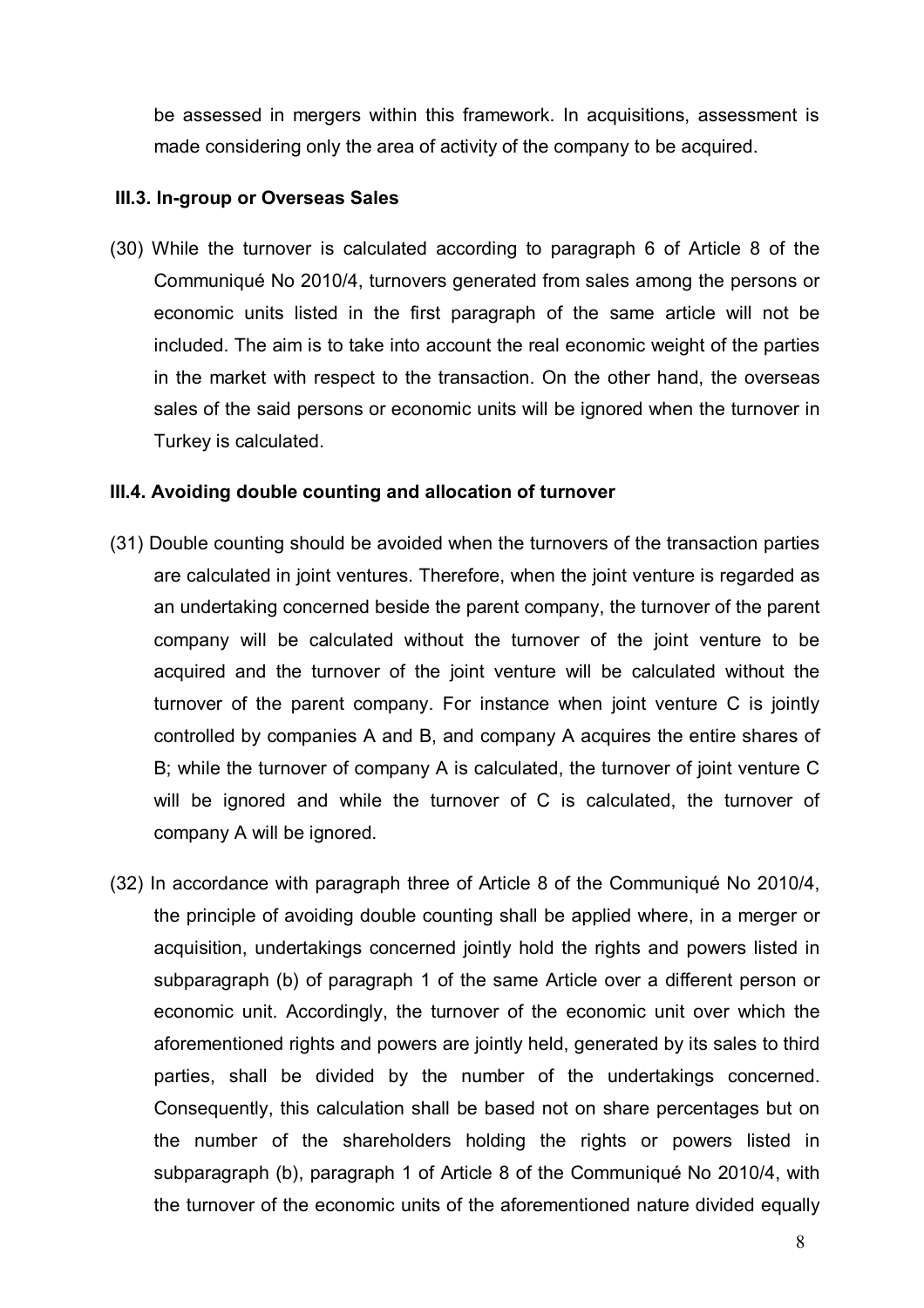be assessed in mergers within this framework. In acquisitions, assessment is made considering only the area of activity of the company to be acquired.

### III.3. In-group or Overseas Sales

(30) While the turnover is calculated according to paragraph 6 of Article 8 of the Communiqué No 2010/4, turnovers generated from sales among the persons or economic units listed in the first paragraph of the same article will not be included. The aim is to take into account the real economic weight of the parties in the market with respect to the transaction. On the other hand, the overseas sales of the said persons or economic units will be ignored when the turnover in Turkey is calculated.

### III.4. Avoiding double counting and allocation of turnover

(31) Double counting should be avoided when the turnovers of the transaction parties are calculated in joint ventures. Therefore, when the joint venture is regarded as an undertaking concerned beside the parent company, the turnover of the parent company will be calculated without the turnover of the joint venture to be acquired and the turnover of the joint venture will be calculated without the turnover of the parent company. For instance when joint venture C is jointly controlled by companies A and B, and company A acquires the entire shares of B; while the turnover of company A is calculated, the turnover of joint venture C will be ignored and while the turnover of C is calculated, the turnover of company A will be ignored.

(32) In accordance with paragraph three of Article 8 of the Communiqué No 2010/4, the principle of avoiding double counting shall be applied where, in a merger or acquisition, undertakings concerned jointly hold the rights and powers listed in subparagraph (b) of paragraph 1 of the same Article over a different person or economic unit. Accordingly, the turnover of the economic unit over which the aforementioned rights and powers are jointly held, generated by its sales to third parties, shall be divided by the number of the undertakings concerned. Consequently, this calculation shall be based not on share percentages but on the number of the shareholders holding the rights or powers listed in subparagraph (b), paragraph 1 of Article 8 of the Communiqué No 2010/4, with the turnover of the economic units of the aforementioned nature divided equally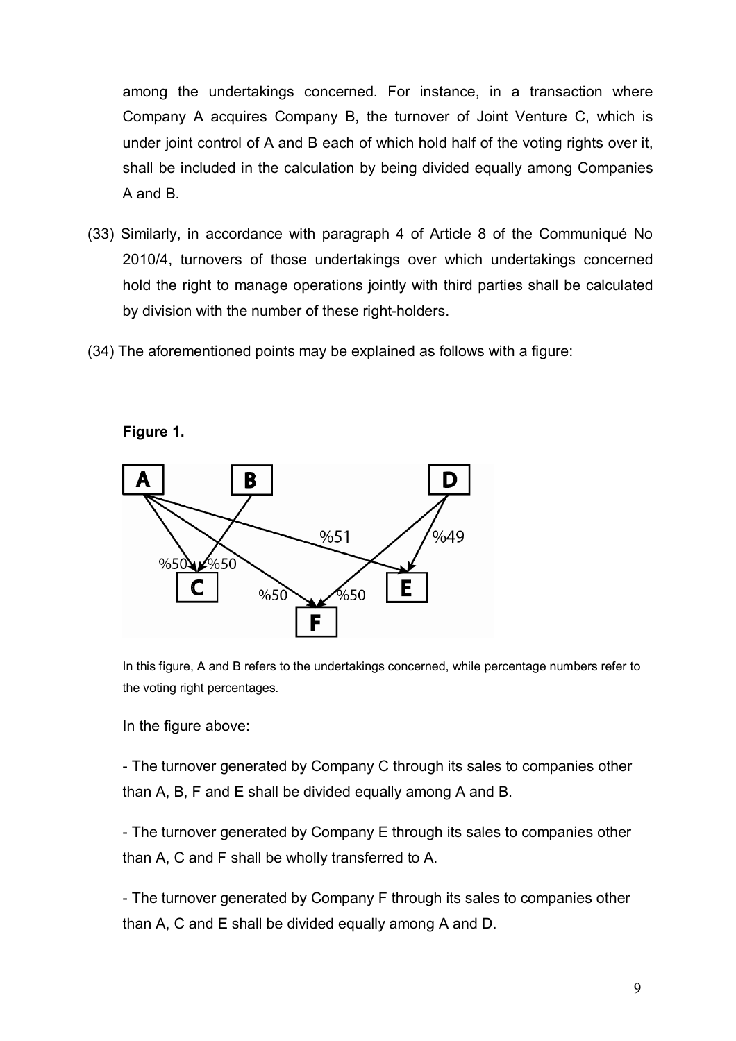among the undertakings concerned. For instance, in a transaction where Company A acquires Company B, the turnover of Joint Venture C, which is under joint control of A and B each of which hold half of the voting rights over it, shall be included in the calculation by being divided equally among Companies A and B.

(33) Similarly, in accordance with paragraph 4 of Article 8 of the Communiqué No 2010/4, turnovers of those undertakings over which undertakings concerned hold the right to manage operations jointly with third parties shall be calculated by division with the number of these right-holders.

(34) The aforementioned points may be explained as follows with a figure:

**Figure 1.**

In this figure, A and B refers to the undertakings concerned, while percentage numbers refer to the voting right percentages.

In the figure above:

- The turnover generated by Company C through its sales to companies other than A, B, F and E shall be divided equally among A and B.

- The turnover generated by Company E through its sales to companies other than A, C and F shall be wholly transferred to A.

- The turnover generated by Company F through its sales to companies other than A, C and E shall be divided equally among A and D.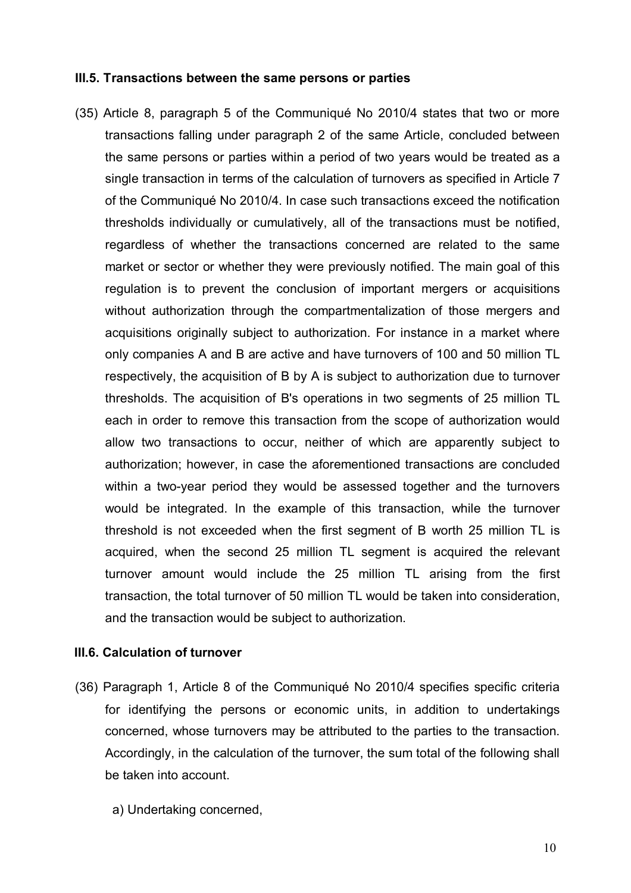### III.5. Transactions between the same persons or parties

(35) Article 8, paragraph 5 of the Communiqué No 2010/4 states that two or more transactions falling under paragraph 2 of the same Article, concluded between the same persons or parties within a period of two years would be treated as a single transaction in terms of the calculation of turnovers as specified in Article 7 of the Communiqué No 2010/4. In case such transactions exceed the notification thresholds individually or cumulatively, all of the transactions must be notified, regardless of whether the transactions concerned are related to the same market or sector or whether they were previously notified. The main goal of this regulation is to prevent the conclusion of important mergers or acquisitions without authorization through the compartmentalization of those mergers and acquisitions originally subject to authorization. For instance in a market where only companies A and B are active and have turnovers of 100 and 50 million TL respectively, the acquisition of B by A is subject to authorization due to turnover thresholds. The acquisition of B's operations in two segments of 25 million TL each in order to remove this transaction from the scope of authorization would allow two transactions to occur, neither of which are apparently subject to authorization; however, in case the aforementioned transactions are concluded within a two-year period they would be assessed together and the turnovers would be integrated. In the example of this transaction, while the turnover threshold is not exceeded when the first segment of B worth 25 million TL is acquired, when the second 25 million TL segment is acquired the relevant turnover amount would include the 25 million TL arising from the first transaction, the total turnover of 50 million TL would be taken into consideration, and the transaction would be subject to authorization.

### III.6. Calculation of turnover

(36) Paragraph 1, Article 8 of the Communiqué No 2010/4 specifies specific criteria for identifying the persons or economic units, in addition to undertakings concerned, whose turnovers may be attributed to the parties to the transaction. Accordingly, in the calculation of the turnover, the sum total of the following shall be taken into account.

a) Undertaking concerned,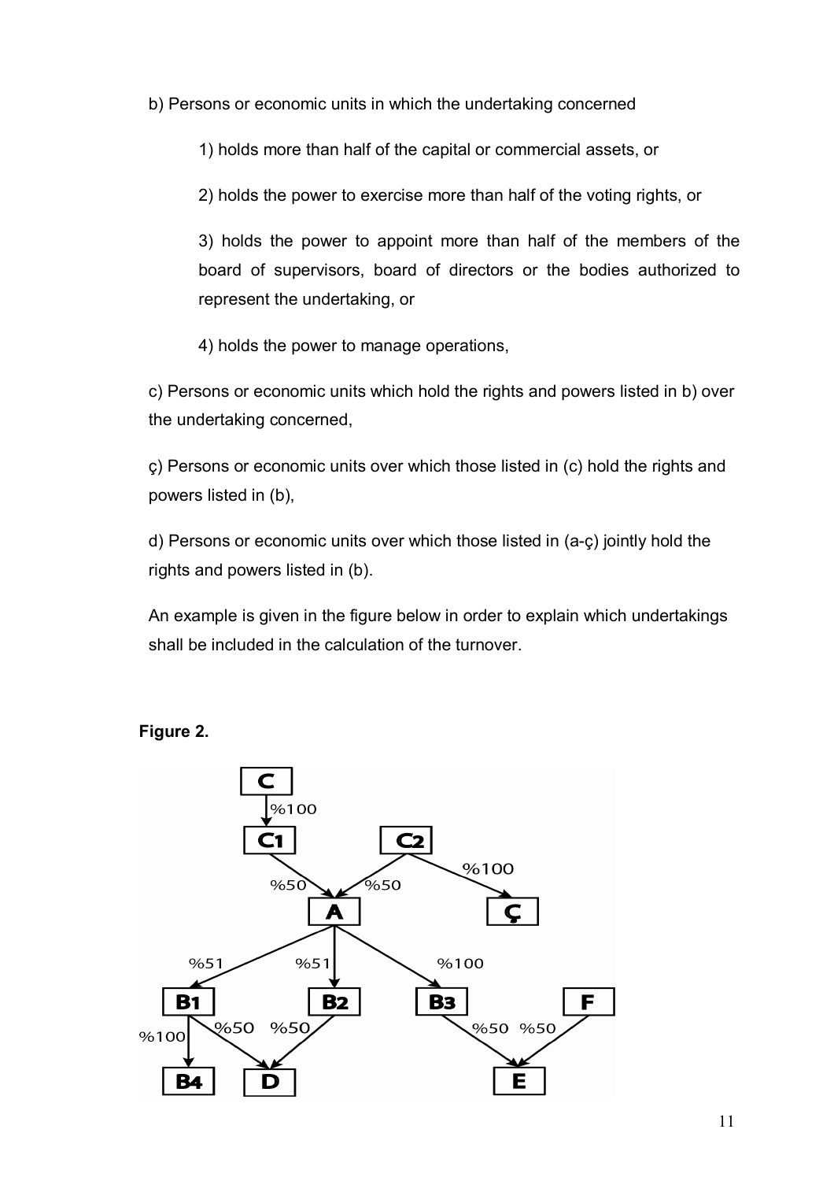b) Persons or economic units in which the undertaking concerned

1) holds more than half of the capital or commercial assets, or

2) holds the power to exercise more than half of the voting rights, or

3) holds the power to appoint more than half of the members of the board of supervisors, board of directors or the bodies authorized to represent the undertaking, or

4) holds the power to manage operations,

c) Persons or economic units which hold the rights and powers listed in b) over the undertaking concerned,

ç) Persons or economic units over which those listed in (c) hold the rights and powers listed in (b),

d) Persons or economic units over which those listed in (a-ç) jointly hold the rights and powers listed in (b).

An example is given in the figure below in order to explain which undertakings shall be included in the calculation of the turnover.

**Figure 2.**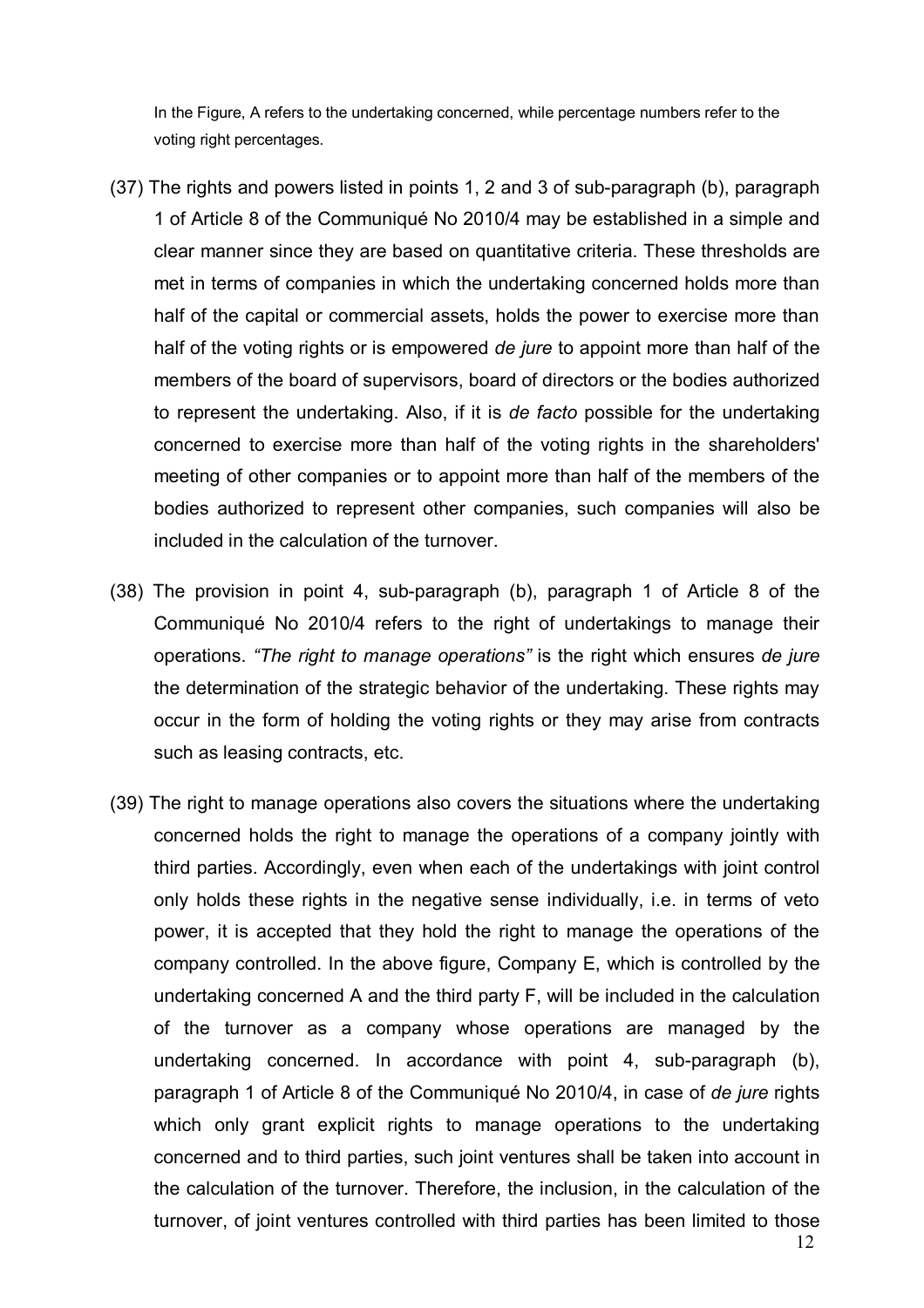In the Figure, A refers to the undertaking concerned, while percentage numbers refer to the voting right percentages.

(37) The rights and powers listed in points 1, 2 and 3 of sub-paragraph (b), paragraph 1 of Article 8 of the Communiqué No 2010/4 may be established in a simple and clear manner since they are based on quantitative criteria. These thresholds are met in terms of companies in which the undertaking concerned holds more than half of the capital or commercial assets, holds the power to exercise more than half of the voting rights or is empowered *de jure* to appoint more than half of the members of the board of supervisors, board of directors or the bodies authorized to represent the undertaking. Also, if it is *de facto* possible for the undertaking concerned to exercise more than half of the voting rights in the shareholders' meeting of other companies or to appoint more than half of the members of the bodies authorized to represent other companies, such companies will also be included in the calculation of the turnover.

(38) The provision in point 4, sub-paragraph (b), paragraph 1 of Article 8 of the Communiqué No 2010/4 refers to the right of undertakings to manage their operations. *"The right to manage operations"* is the right which ensures *de jure* the determination of the strategic behavior of the undertaking. These rights may occur in the form of holding the voting rights or they may arise from contracts such as leasing contracts, etc.

(39) The right to manage operations also covers the situations where the undertaking concerned holds the right to manage the operations of a company jointly with third parties. Accordingly, even when each of the undertakings with joint control only holds these rights in the negative sense individually, i.e. in terms of veto power, it is accepted that they hold the right to manage the operations of the company controlled. In the above figure, Company E, which is controlled by the undertaking concerned A and the third party F, will be included in the calculation of the turnover as a company whose operations are managed by the undertaking concerned. In accordance with point 4, sub-paragraph (b), paragraph 1 of Article 8 of the Communiqué No 2010/4, in case of *de jure* rights which only grant explicit rights to manage operations to the undertaking concerned and to third parties, such joint ventures shall be taken into account in the calculation of the turnover. Therefore, the inclusion, in the calculation of the turnover, of joint ventures controlled with third parties has been limited to those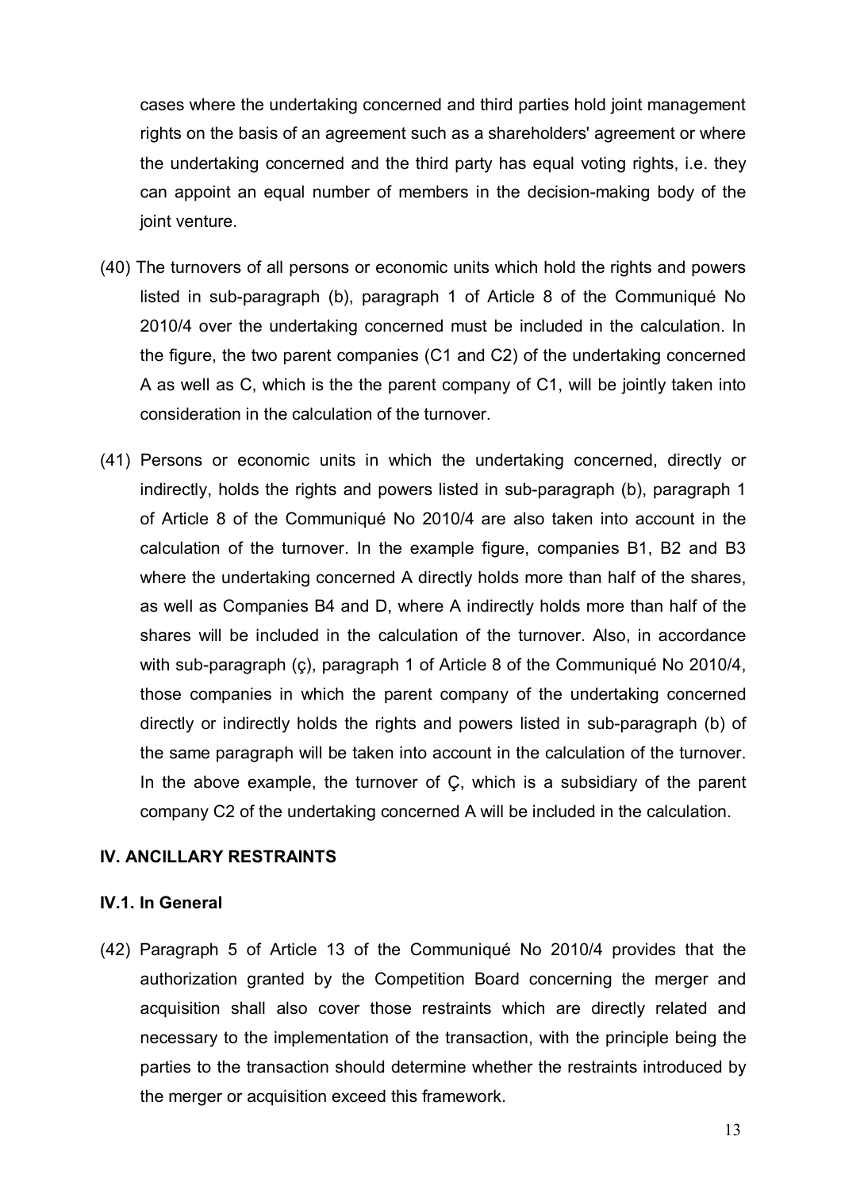cases where the undertaking concerned and third parties hold joint management rights on the basis of an agreement such as a shareholders' agreement or where the undertaking concerned and the third party has equal voting rights, i.e. they can appoint an equal number of members in the decision-making body of the joint venture.

(40) The turnovers of all persons or economic units which hold the rights and powers listed in sub-paragraph (b), paragraph 1 of Article 8 of the Communiqué No 2010/4 over the undertaking concerned must be included in the calculation. In the figure, the two parent companies (C1 and C2) of the undertaking concerned A as well as C, which is the the parent company of C1, will be jointly taken into consideration in the calculation of the turnover.

(41) Persons or economic units in which the undertaking concerned, directly or indirectly, holds the rights and powers listed in sub-paragraph (b), paragraph 1 of Article 8 of the Communiqué No 2010/4 are also taken into account in the calculation of the turnover. In the example figure, companies B1, B2 and B3 where the undertaking concerned A directly holds more than half of the shares, as well as Companies B4 and D, where A indirectly holds more than half of the shares will be included in the calculation of the turnover. Also, in accordance with sub-paragraph (ç), paragraph 1 of Article 8 of the Communiqué No 2010/4, those companies in which the parent company of the undertaking concerned directly or indirectly holds the rights and powers listed in sub-paragraph (b) of the same paragraph will be taken into account in the calculation of the turnover. In the above example, the turnover of Ç, which is a subsidiary of the parent company C2 of the undertaking concerned A will be included in the calculation.

## IV. ANCILLARY RESTRAINTS

### IV.1. In General

(42) Paragraph 5 of Article 13 of the Communiqué No 2010/4 provides that the authorization granted by the Competition Board concerning the merger and acquisition shall also cover those restraints which are directly related and necessary to the implementation of the transaction, with the principle being the parties to the transaction should determine whether the restraints introduced by the merger or acquisition exceed this framework.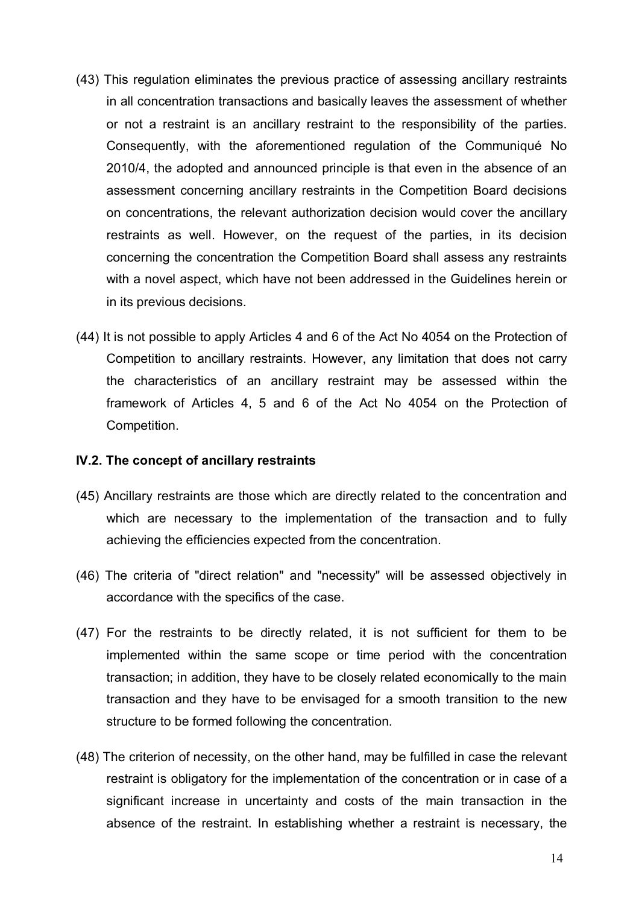(43) This regulation eliminates the previous practice of assessing ancillary restraints in all concentration transactions and basically leaves the assessment of whether or not a restraint is an ancillary restraint to the responsibility of the parties. Consequently, with the aforementioned regulation of the Communiqué No 2010/4, the adopted and announced principle is that even in the absence of an assessment concerning ancillary restraints in the Competition Board decisions on concentrations, the relevant authorization decision would cover the ancillary restraints as well. However, on the request of the parties, in its decision concerning the concentration the Competition Board shall assess any restraints with a novel aspect, which have not been addressed in the Guidelines herein or in its previous decisions.

(44) It is not possible to apply Articles 4 and 6 of the Act No 4054 on the Protection of Competition to ancillary restraints. However, any limitation that does not carry the characteristics of an ancillary restraint may be assessed within the framework of Articles 4, 5 and 6 of the Act No 4054 on the Protection of Competition.

### IV.2. The concept of ancillary restraints

(45) Ancillary restraints are those which are directly related to the concentration and which are necessary to the implementation of the transaction and to fully achieving the efficiencies expected from the concentration.

(46) The criteria of "direct relation" and "necessity" will be assessed objectively in accordance with the specifics of the case.

(47) For the restraints to be directly related, it is not sufficient for them to be implemented within the same scope or time period with the concentration transaction; in addition, they have to be closely related economically to the main transaction and they have to be envisaged for a smooth transition to the new structure to be formed following the concentration.

(48) The criterion of necessity, on the other hand, may be fulfilled in case the relevant restraint is obligatory for the implementation of the concentration or in case of a significant increase in uncertainty and costs of the main transaction in the absence of the restraint. In establishing whether a restraint is necessary, the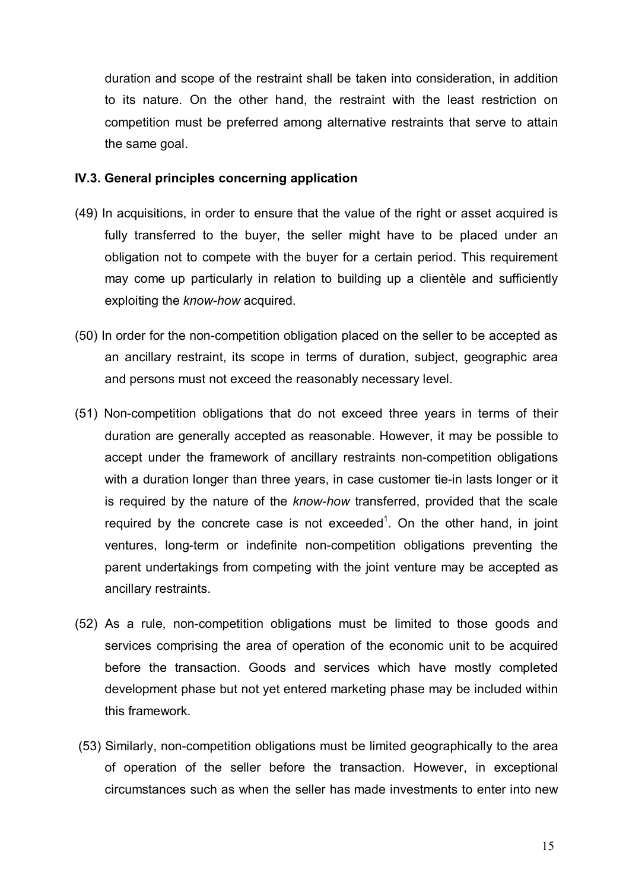duration and scope of the restraint shall be taken into consideration, in addition to its nature. On the other hand, the restraint with the least restriction on competition must be preferred among alternative restraints that serve to attain the same goal.

### IV.3. General principles concerning application

(49) In acquisitions, in order to ensure that the value of the right or asset acquired is fully transferred to the buyer, the seller might have to be placed under an obligation not to compete with the buyer for a certain period. This requirement may come up particularly in relation to building up a clientèle and sufficiently exploiting the *know-how* acquired.

(50) In order for the non-competition obligation placed on the seller to be accepted as an ancillary restraint, its scope in terms of duration, subject, geographic area and persons must not exceed the reasonably necessary level.

(51) Non-competition obligations that do not exceed three years in terms of their duration are generally accepted as reasonable. However, it may be possible to accept under the framework of ancillary restraints non-competition obligations with a duration longer than three years, in case customer tie-in lasts longer or it is required by the nature of the *know-how* transferred, provided that the scale required by the concrete case is not exceeded[1]. On the other hand, in joint ventures, long-term or indefinite non-competition obligations preventing the parent undertakings from competing with the joint venture may be accepted as ancillary restraints.

(52) As a rule, non-competition obligations must be limited to those goods and services comprising the area of operation of the economic unit to be acquired before the transaction. Goods and services which have mostly completed development phase but not yet entered marketing phase may be included within this framework.

(53) Similarly, non-competition obligations must be limited geographically to the area of operation of the seller before the transaction. However, in exceptional circumstances such as when the seller has made investments to enter into new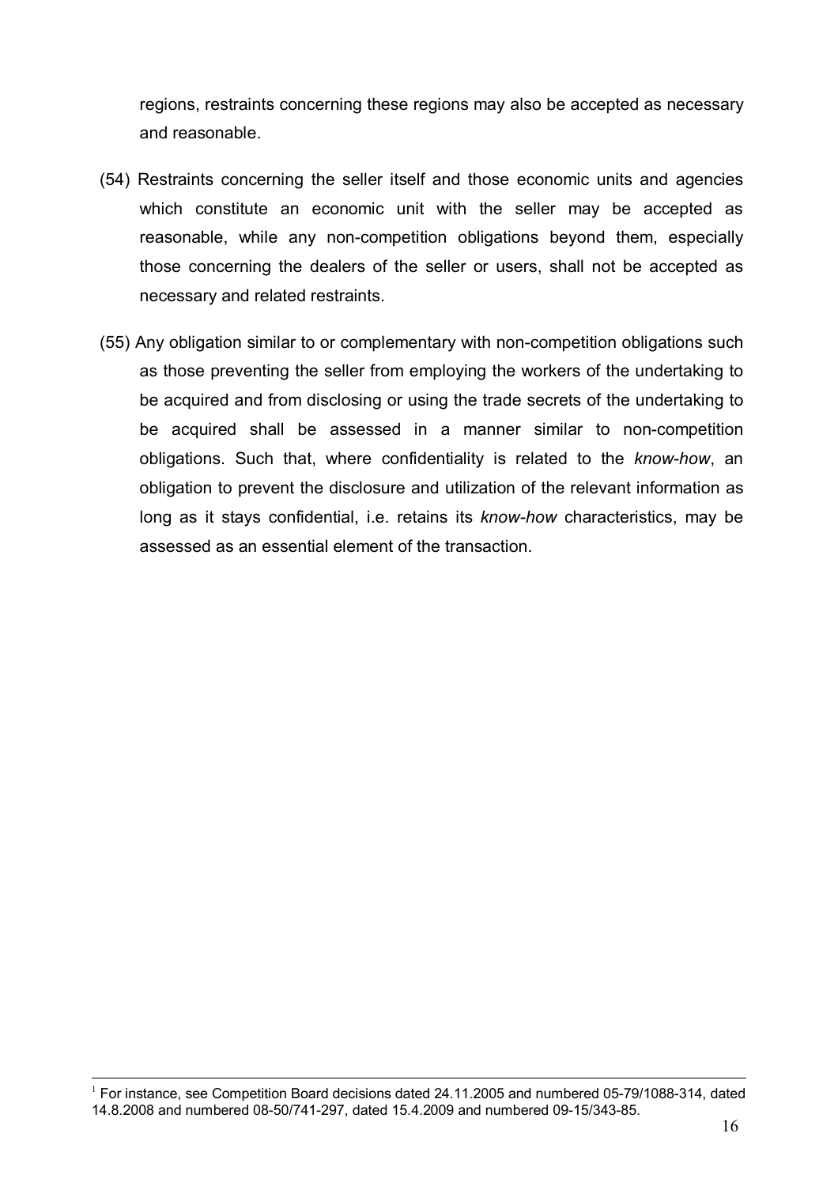regions, restraints concerning these regions may also be accepted as necessary and reasonable.

(54) Restraints concerning the seller itself and those economic units and agencies which constitute an economic unit with the seller may be accepted as reasonable, while any non-competition obligations beyond them, especially those concerning the dealers of the seller or users, shall not be accepted as necessary and related restraints.

(55) Any obligation similar to or complementary with non-competition obligations such as those preventing the seller from employing the workers of the undertaking to be acquired and from disclosing or using the trade secrets of the undertaking to be acquired shall be assessed in a manner similar to non-competition obligations. Such that, where confidentiality is related to the *know-how*, an obligation to prevent the disclosure and utilization of the relevant information as long as it stays confidential, i.e. retains its *know-how* characteristics, may be assessed as an essential element of the transaction.

---

[1] For instance, see Competition Board decisions dated 24.11.2005 and numbered 05-79/1088-314, dated 14.8.2008 and numbered 08-50/741-297, dated 15.4.2009 and numbered 09-15/343-85.